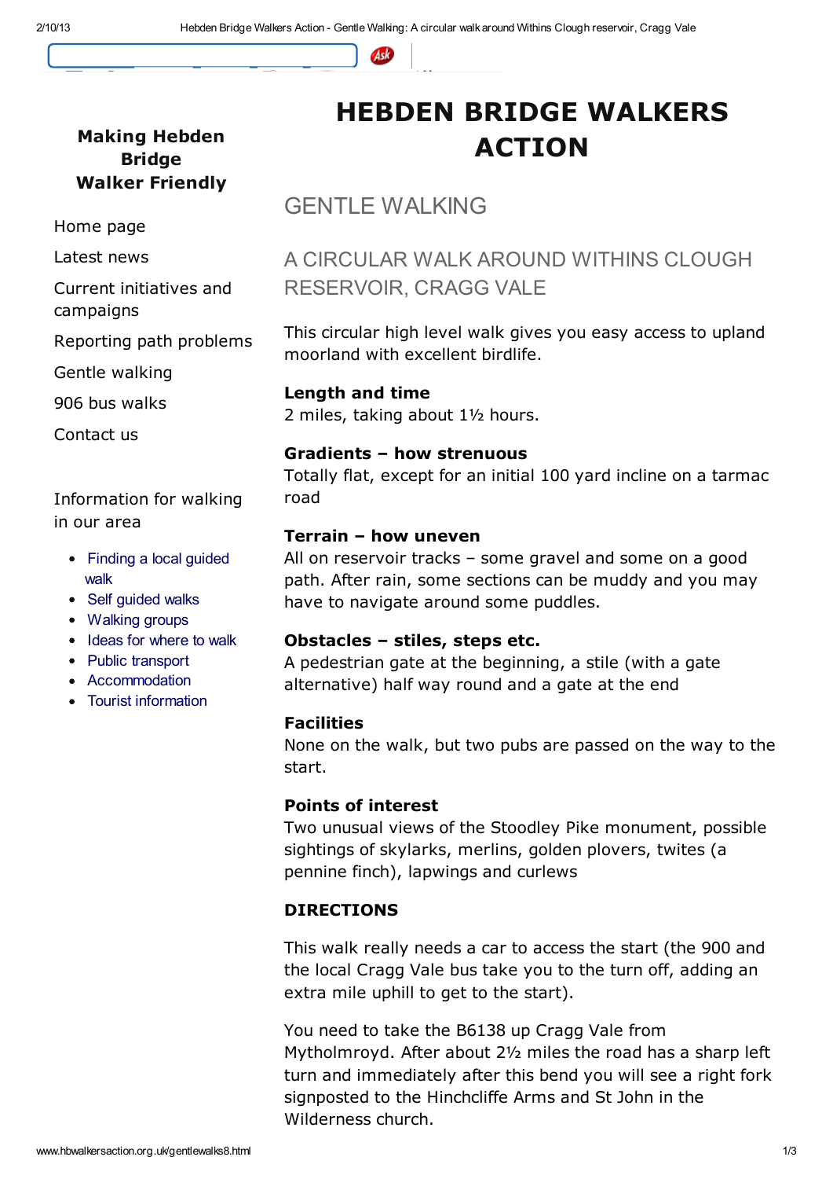# HEBDEN BRIDGE WALKERS ACTION

**Making Hebden Bridge Walker Friendly**

Home page

Latest news

Current initiatives and campaigns

Reporting path problems

Gentle walking

906 bus walks

Contact us

Information for walking in our area

- Finding a local guided walk
- Self guided walks
- Walking groups
- Ideas for where to walk
- Public transport
- Accommodation
- Tourist information

## GENTLE WALKING

## A CIRCULAR WALK AROUND WITHINS CLOUGH RESERVOIR, CRAGG VALE

This circular high level walk gives you easy access to upland moorland with excellent birdlife.

**Length and time**
2 miles, taking about 1½ hours.

**Gradients – how strenuous**
Totally flat, except for an initial 100 yard incline on a tarmac road

**Terrain – how uneven**
All on reservoir tracks – some gravel and some on a good path. After rain, some sections can be muddy and you may have to navigate around some puddles.

**Obstacles – stiles, steps etc.**
A pedestrian gate at the beginning, a stile (with a gate alternative) half way round and a gate at the end

**Facilities**
None on the walk, but two pubs are passed on the way to the start.

**Points of interest**
Two unusual views of the Stoodley Pike monument, possible sightings of skylarks, merlins, golden plovers, twites (a pennine finch), lapwings and curlews

**DIRECTIONS**

This walk really needs a car to access the start (the 900 and the local Cragg Vale bus take you to the turn off, adding an extra mile uphill to get to the start).

You need to take the B6138 up Cragg Vale from Mytholmroyd. After about 2½ miles the road has a sharp left turn and immediately after this bend you will see a right fork signposted to the Hinchcliffe Arms and St John in the Wilderness church.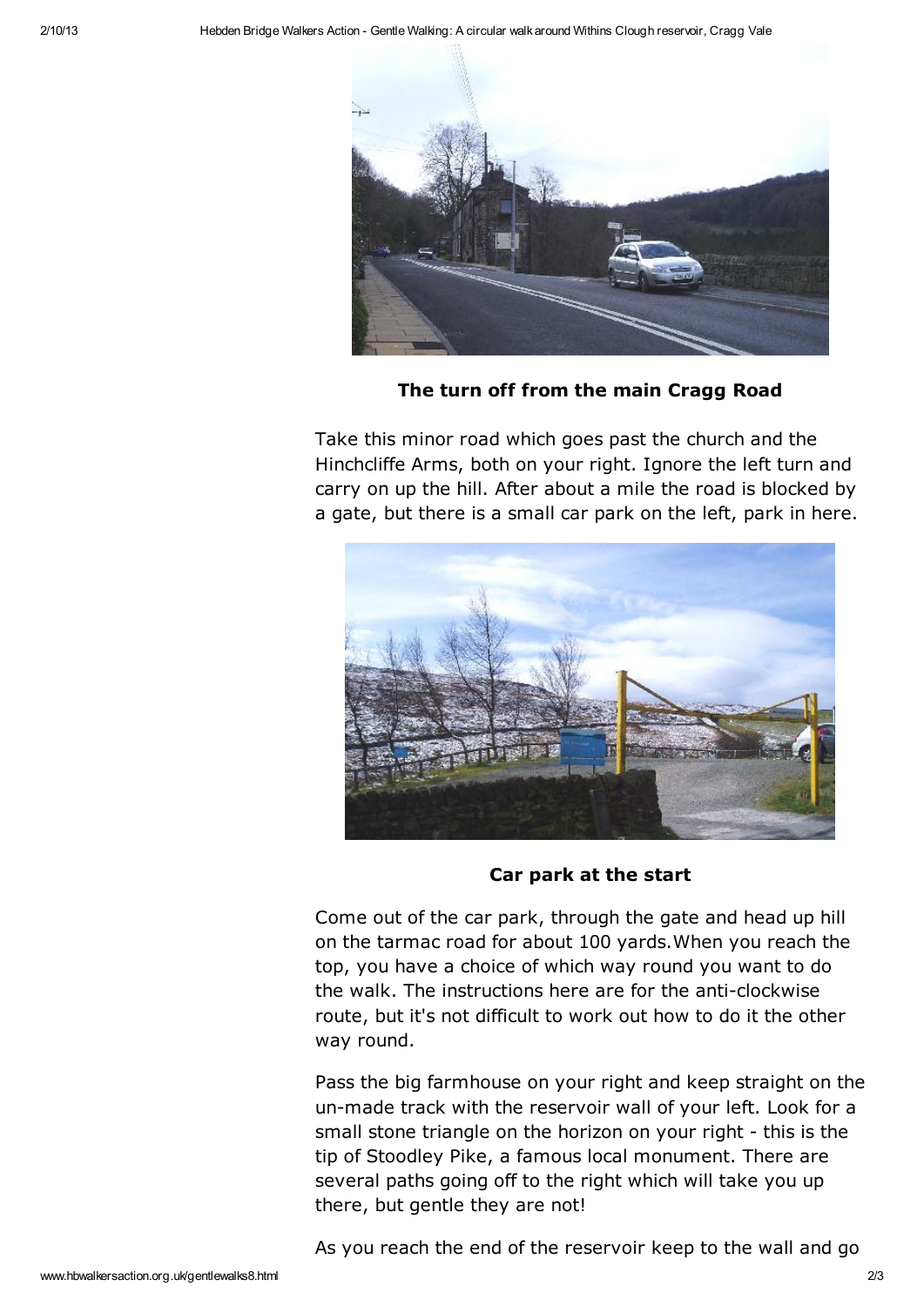**The turn off from the main Cragg Road**

Take this minor road which goes past the church and the Hinchcliffe Arms, both on your right. Ignore the left turn and carry on up the hill. After about a mile the road is blocked by a gate, but there is a small car park on the left, park in here.

**Car park at the start**

Come out of the car park, through the gate and head up hill on the tarmac road for about 100 yards.When you reach the top, you have a choice of which way round you want to do the walk. The instructions here are for the anti-clockwise route, but it's not difficult to work out how to do it the other way round.

Pass the big farmhouse on your right and keep straight on the un-made track with the reservoir wall of your left. Look for a small stone triangle on the horizon on your right - this is the tip of Stoodley Pike, a famous local monument. There are several paths going off to the right which will take you up there, but gentle they are not!

As you reach the end of the reservoir keep to the wall and go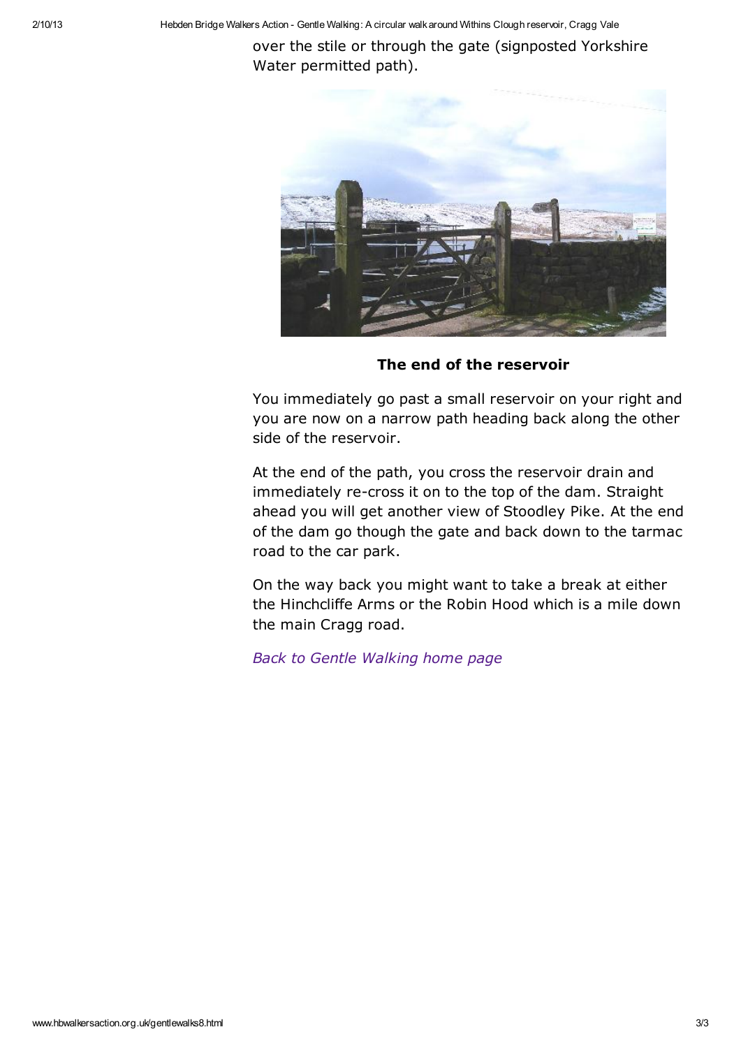over the stile or through the gate (signposted Yorkshire Water permitted path).

**The end of the reservoir**

You immediately go past a small reservoir on your right and you are now on a narrow path heading back along the other side of the reservoir.

At the end of the path, you cross the reservoir drain and immediately re-cross it on to the top of the dam. Straight ahead you will get another view of Stoodley Pike. At the end of the dam go though the gate and back down to the tarmac road to the car park.

On the way back you might want to take a break at either the Hinchcliffe Arms or the Robin Hood which is a mile down the main Cragg road.

*Back to Gentle Walking home page*